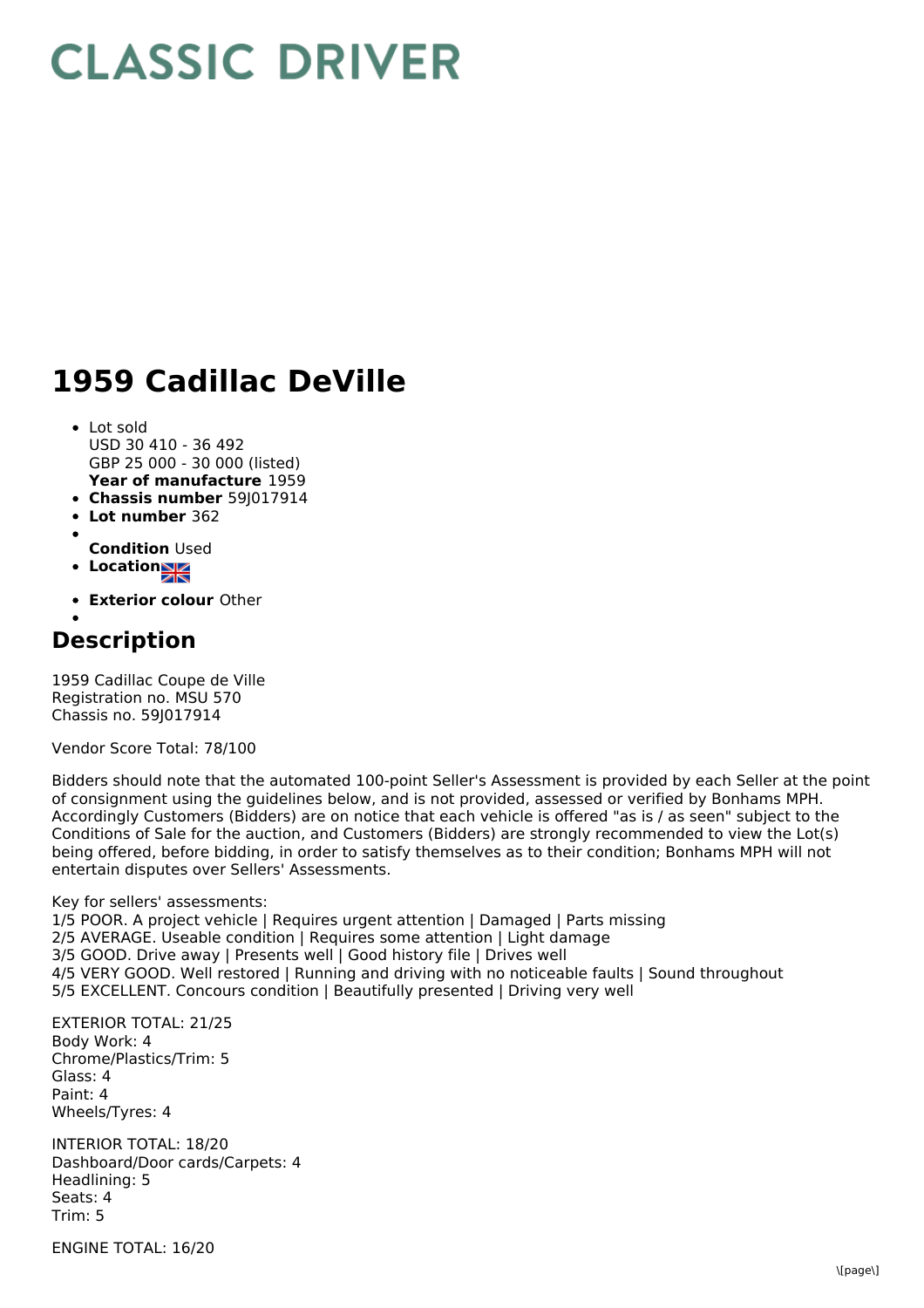# CLASSIC DRIVER

# 1959 Cadillac DeVille

- Lot sold
  USD 30 410 - 36 492
  GBP 25 000 - 30 000 (listed)
  **Year of manufacture** 1959
- **Chassis number** 59J017914
- **Lot number** 362
- **Condition** Used
- **Location**
- **Exterior colour** Other

## Description

1959 Cadillac Coupe de Ville
Registration no. MSU 570
Chassis no. 59J017914

Vendor Score Total: 78/100

Bidders should note that the automated 100-point Seller's Assessment is provided by each Seller at the point of consignment using the guidelines below, and is not provided, assessed or verified by Bonhams MPH. Accordingly Customers (Bidders) are on notice that each vehicle is offered "as is / as seen" subject to the Conditions of Sale for the auction, and Customers (Bidders) are strongly recommended to view the Lot(s) being offered, before bidding, in order to satisfy themselves as to their condition; Bonhams MPH will not entertain disputes over Sellers' Assessments.

Key for sellers' assessments:
1/5 POOR. A project vehicle | Requires urgent attention | Damaged | Parts missing
2/5 AVERAGE. Useable condition | Requires some attention | Light damage
3/5 GOOD. Drive away | Presents well | Good history file | Drives well
4/5 VERY GOOD. Well restored | Running and driving with no noticeable faults | Sound throughout
5/5 EXCELLENT. Concours condition | Beautifully presented | Driving very well

EXTERIOR TOTAL: 21/25
Body Work: 4
Chrome/Plastics/Trim: 5
Glass: 4
Paint: 4
Wheels/Tyres: 4

INTERIOR TOTAL: 18/20
Dashboard/Door cards/Carpets: 4
Headlining: 5
Seats: 4
Trim: 5

ENGINE TOTAL: 16/20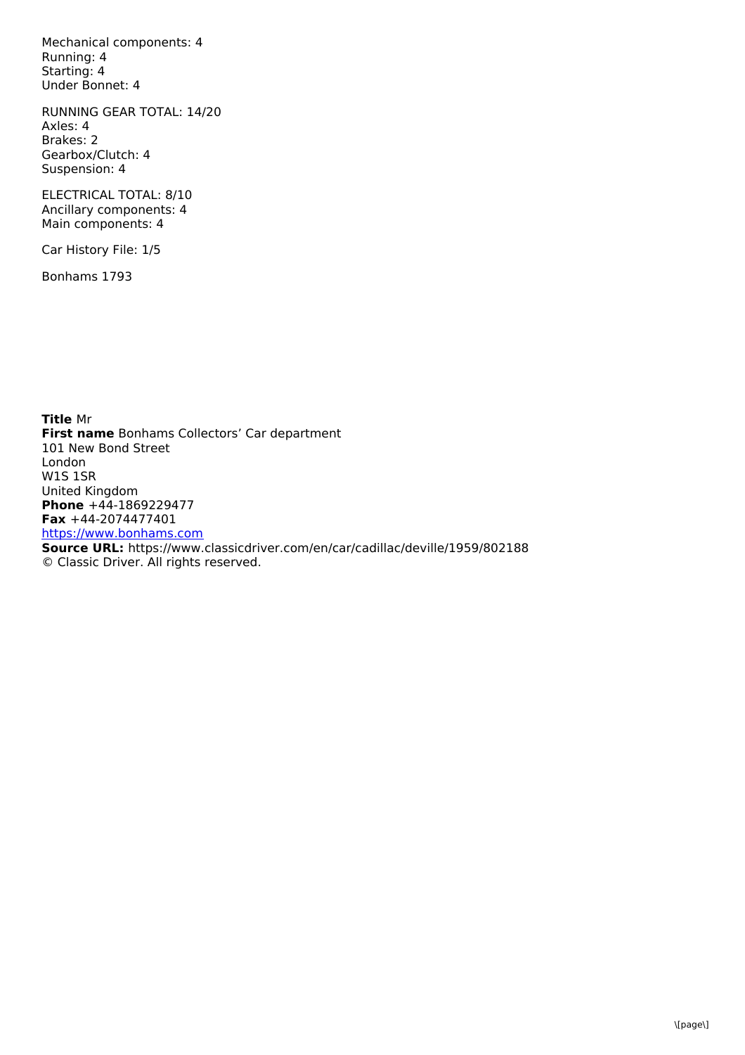Mechanical components: 4
Running: 4
Starting: 4
Under Bonnet: 4

RUNNING GEAR TOTAL: 14/20
Axles: 4
Brakes: 2
Gearbox/Clutch: 4
Suspension: 4

ELECTRICAL TOTAL: 8/10
Ancillary components: 4
Main components: 4

Car History File: 1/5

Bonhams 1793

**Title** Mr
**First name** Bonhams Collectors' Car department
101 New Bond Street
London
W1S 1SR
United Kingdom
**Phone** +44-1869229477
**Fax** +44-2074477401
https://www.bonhams.com
**Source URL:** https://www.classicdriver.com/en/car/cadillac/deville/1959/802188
© Classic Driver. All rights reserved.